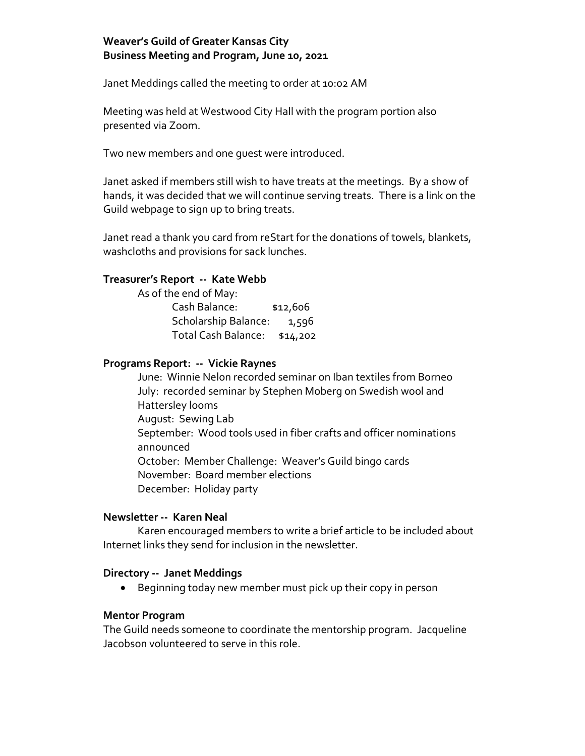**Weaver's Guild of Greater Kansas City**
**Business Meeting and Program, June 10, 2021**

Janet Meddings called the meeting to order at 10:02 AM

Meeting was held at Westwood City Hall with the program portion also presented via Zoom.

Two new members and one guest were introduced.

Janet asked if members still wish to have treats at the meetings. By a show of hands, it was decided that we will continue serving treats. There is a link on the Guild webpage to sign up to bring treats.

Janet read a thank you card from reStart for the donations of towels, blankets, washcloths and provisions for sack lunches.

**Treasurer's Report -- Kate Webb**

As of the end of May:

| | |
|---|---|
| Cash Balance: | $12,606 |
| Scholarship Balance: | 1,596 |
| Total Cash Balance: | $14,202 |

**Programs Report: -- Vickie Raynes**

June: Winnie Nelon recorded seminar on Iban textiles from Borneo
July: recorded seminar by Stephen Moberg on Swedish wool and Hattersley looms
August: Sewing Lab
September: Wood tools used in fiber crafts and officer nominations announced
October: Member Challenge: Weaver's Guild bingo cards
November: Board member elections
December: Holiday party

**Newsletter -- Karen Neal**

Karen encouraged members to write a brief article to be included about Internet links they send for inclusion in the newsletter.

**Directory -- Janet Meddings**

- Beginning today new member must pick up their copy in person

**Mentor Program**

The Guild needs someone to coordinate the mentorship program. Jacqueline Jacobson volunteered to serve in this role.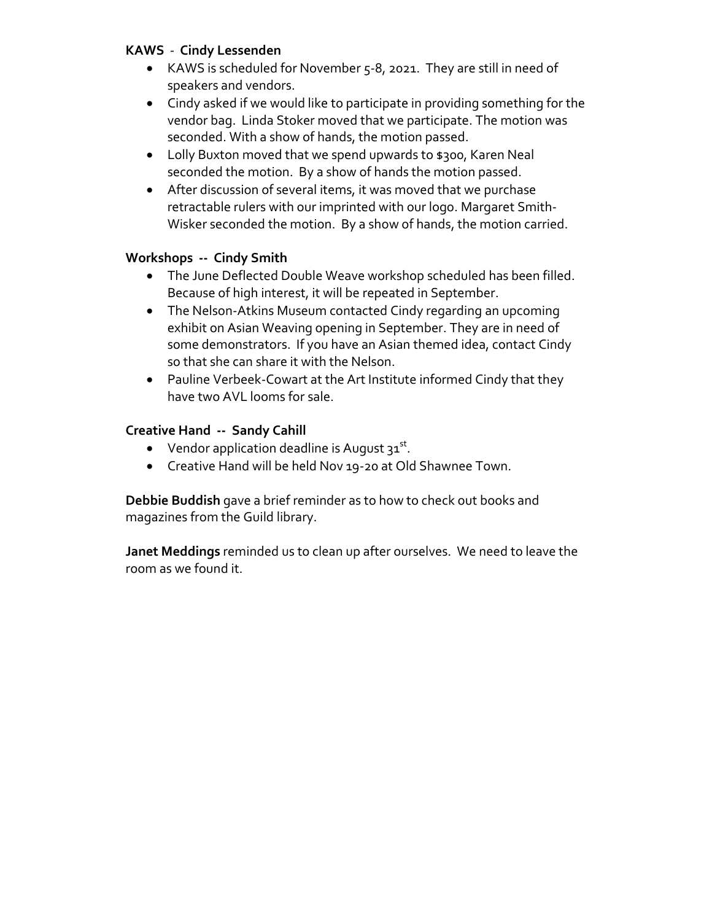**KAWS - Cindy Lessenden**

- KAWS is scheduled for November 5-8, 2021. They are still in need of speakers and vendors.
- Cindy asked if we would like to participate in providing something for the vendor bag. Linda Stoker moved that we participate. The motion was seconded. With a show of hands, the motion passed.
- Lolly Buxton moved that we spend upwards to $300, Karen Neal seconded the motion. By a show of hands the motion passed.
- After discussion of several items, it was moved that we purchase retractable rulers with our imprinted with our logo. Margaret Smith-Wisker seconded the motion. By a show of hands, the motion carried.

**Workshops -- Cindy Smith**

- The June Deflected Double Weave workshop scheduled has been filled. Because of high interest, it will be repeated in September.
- The Nelson-Atkins Museum contacted Cindy regarding an upcoming exhibit on Asian Weaving opening in September. They are in need of some demonstrators. If you have an Asian themed idea, contact Cindy so that she can share it with the Nelson.
- Pauline Verbeek-Cowart at the Art Institute informed Cindy that they have two AVL looms for sale.

**Creative Hand -- Sandy Cahill**

- Vendor application deadline is August 31st.
- Creative Hand will be held Nov 19-20 at Old Shawnee Town.

**Debbie Buddish** gave a brief reminder as to how to check out books and magazines from the Guild library.

**Janet Meddings** reminded us to clean up after ourselves. We need to leave the room as we found it.